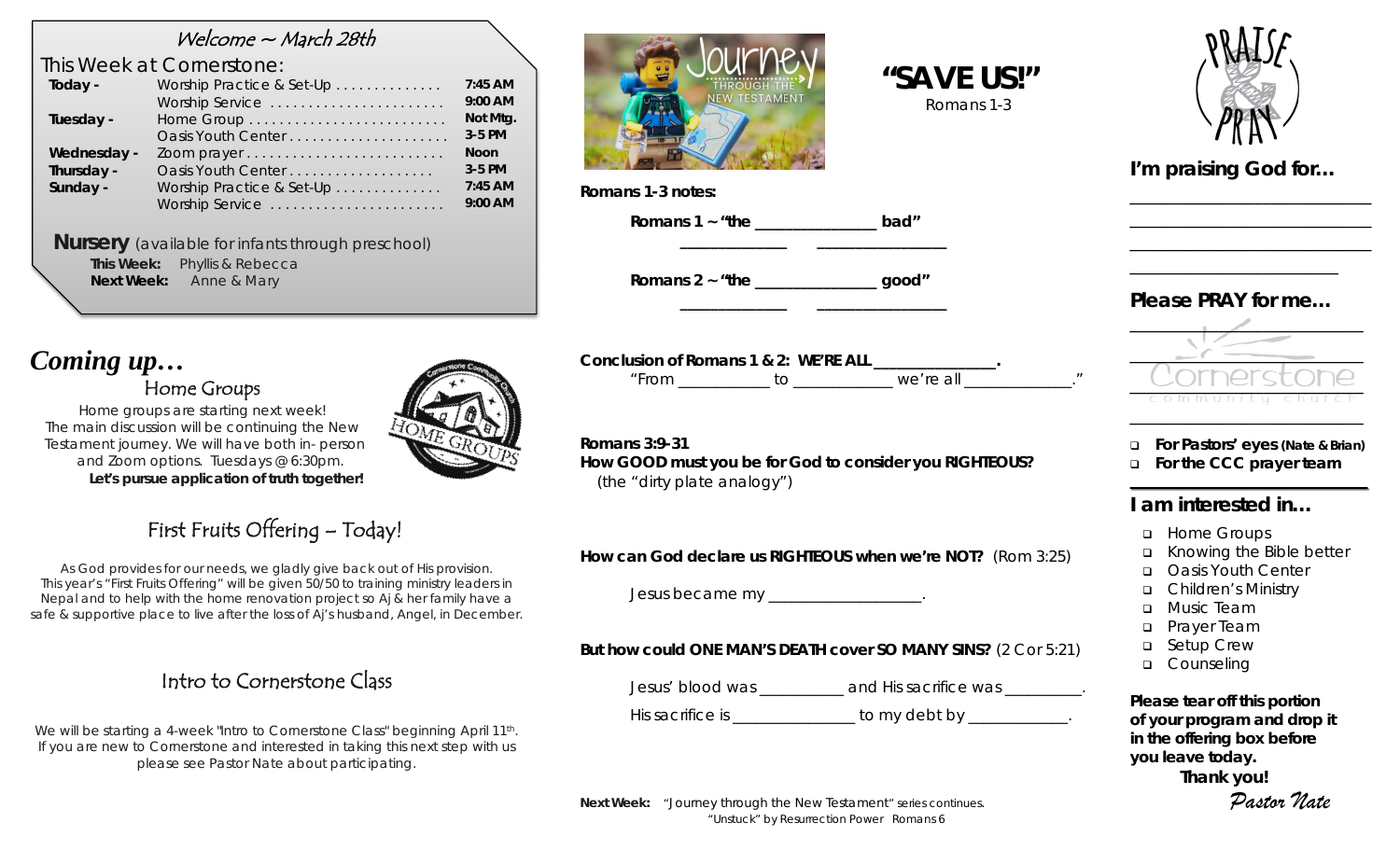## Welcome ~ March 28th

### This Week at Cornerstone:

| | | |
|---|---|---|
| **Today -** | Worship Practice & Set-Up . . . . . . . . . . . . . | **7:45 AM** |
| | Worship Service . . . . . . . . . . . . . . . . . . . . . . | **9:00 AM** |
| **Tuesday -** | Home Group . . . . . . . . . . . . . . . . . . . . . . . . | **Not Mtg.** |
| | Oasis Youth Center . . . . . . . . . . . . . . . . . . . . | **3-5 PM** |
| **Wednesday -** | Zoom prayer . . . . . . . . . . . . . . . . . . . . . . . . | **Noon** |
| **Thursday -** | Oasis Youth Center . . . . . . . . . . . . . . . . . . | **3-5 PM** |
| **Sunday -** | Worship Practice & Set-Up . . . . . . . . . . . . . | **7:45 AM** |
| | Worship Service . . . . . . . . . . . . . . . . . . . . . . | **9:00 AM** |

**Nursery** (available for infants through preschool)

**This Week:** Phyllis & Rebecca

**Next Week:** Anne & Mary

# *Coming up…*

### Home Groups

Home groups are starting next week! The main discussion will be continuing the New Testament journey. We will have both in- person and Zoom options. Tuesdays @ 6:30pm.

**Let's pursue application of truth together!**

### First Fruits Offering – Today!

As God provides for our needs, we gladly give back out of His provision. This year's "First Fruits Offering" will be given 50/50 to training ministry leaders in Nepal and to help with the home renovation project so Aj & her family have a safe & supportive place to live after the loss of Aj's husband, Angel, in December.

### Intro to Cornerstone Class

We will be starting a 4-week "Intro to Cornerstone Class" beginning April 11th. If you are new to Cornerstone and interested in taking this next step with us please see Pastor Nate about participating.

# "SAVE US!"

Romans 1-3

**Romans 1-3 notes:**

**Romans 1 ~ "the _______________ bad"**

_____________ _______________

**Romans 2 ~ "the _______________ good"**

_____________ _______________

**Conclusion of Romans 1 & 2: WE'RE ALL _______________.**

"From ___________ to ____________ we're all _____________."

**Romans 3:9-31**

**How GOOD must you be for God to consider you RIGHTEOUS?**

(the "dirty plate analogy")

**How can God declare us RIGHTEOUS when we're NOT?** (Rom 3:25)

Jesus became my ___________________.

**But how could ONE MAN'S DEATH cover SO MANY SINS?** (2 Cor 5:21)

Jesus' blood was __________ and His sacrifice was _________.

His sacrifice is _______________ to my debt by ____________.

**Next Week:** "Journey through the New Testament" series continues.
"Unstuck" by Resurrection Power Romans 6

## I'm praising God for…

___________________________

___________________________

___________________________

_______________________

## Please PRAY for me…

_______________________

_______________________

_______________________

_______________________

- **For Pastors' eyes (Nate & Brian)**
- **For the CCC prayer team**

## I am interested in…

- Home Groups
- Knowing the Bible better
- Oasis Youth Center
- Children's Ministry
- Music Team
- Prayer Team
- Setup Crew
- Counseling

**Please tear off this portion of your program and drop it in the offering box before you leave today.**

**Thank you!**

*Pastor Nate*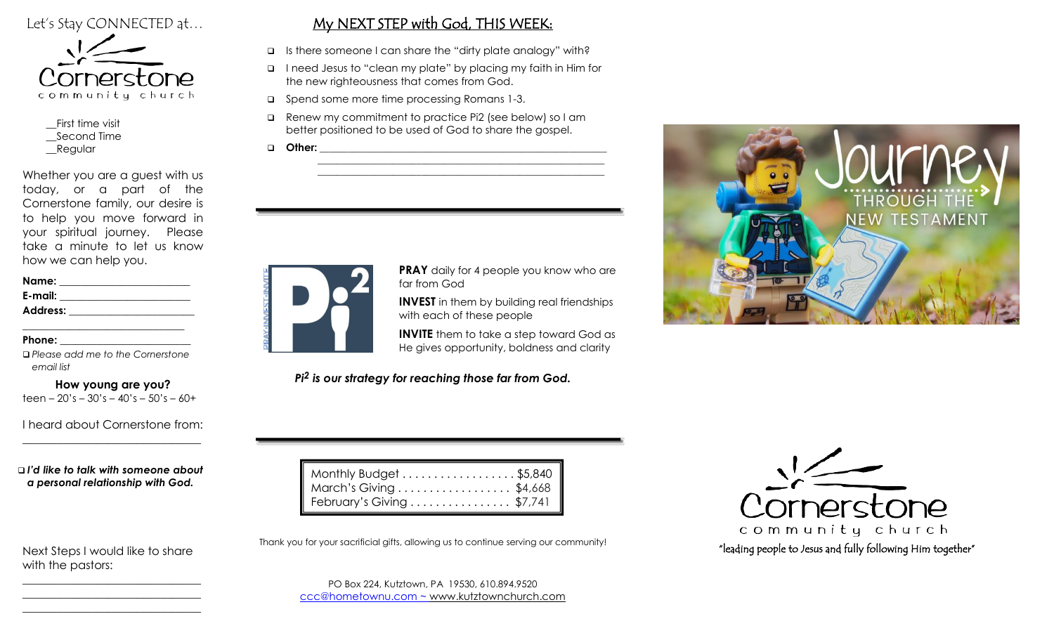Let's Stay CONNECTED at…

Cornerstone community church

__First time visit
__Second Time
__Regular

Whether you are a guest with us today, or a part of the Cornerstone family, our desire is to help you move forward in your spiritual journey. Please take a minute to let us know how we can help you.

**Name:** ______________________
**E-mail:** ______________________
**Address:** ______________________
______________________________
**Phone:** ______________________

❑ *Please add me to the Cornerstone email list*

**How young are you?**
teen – 20's – 30's – 40's – 50's – 60+

I heard about Cornerstone from:
______________________________

❑ ***I'd like to talk with someone about a personal relationship with God.***

Next Steps I would like to share with the pastors:
______________________________
______________________________
______________________________

## My NEXT STEP with God, THIS WEEK:

- ❑ Is there someone I can share the "dirty plate analogy" with?
- ❑ I need Jesus to "clean my plate" by placing my faith in Him for the new righteousness that comes from God.
- ❑ Spend some more time processing Romans 1-3.
- ❑ Renew my commitment to practice Pi2 (see below) so I am better positioned to be used of God to share the gospel.
- ❑ **Other:** ______________________________________________
  ______________________________________________
  ______________________________________________

---

$Pi^2$

PRAY-INVEST-INVITE

**PRAY** daily for 4 people you know who are far from God

**INVEST** in them by building real friendships with each of these people

**INVITE** them to take a step toward God as He gives opportunity, boldness and clarity

***$Pi^2$ is our strategy for reaching those far from God.***

---

| | |
|---|---|
| Monthly Budget | $5,840 |
| March's Giving | $4,668 |
| February's Giving | $7,741 |

Thank you for your sacrificial gifts, allowing us to continue serving our community!

PO Box 224, Kutztown, PA 19530, 610.894.9520
ccc@hometownu.com ~ www.kutztownchurch.com

Journey THROUGH THE NEW TESTAMENT

Cornerstone community church
"leading people to Jesus and fully following Him together"